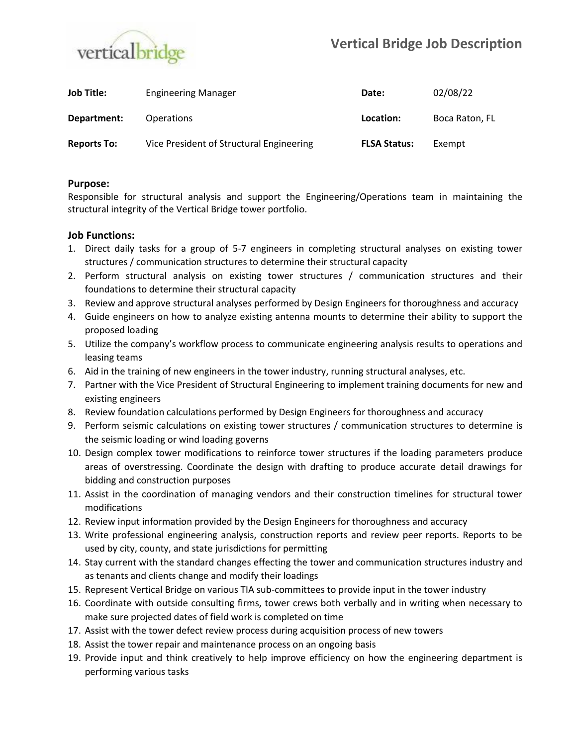# Vertical Bridge Job Description

| | | | |
|---|---|---|---|
| **Job Title:** | Engineering Manager | **Date:** | 02/08/22 |
| **Department:** | Operations | **Location:** | Boca Raton, FL |
| **Reports To:** | Vice President of Structural Engineering | **FLSA Status:** | Exempt |

## Purpose:

Responsible for structural analysis and support the Engineering/Operations team in maintaining the structural integrity of the Vertical Bridge tower portfolio.

## Job Functions:

1. Direct daily tasks for a group of 5-7 engineers in completing structural analyses on existing tower structures / communication structures to determine their structural capacity
2. Perform structural analysis on existing tower structures / communication structures and their foundations to determine their structural capacity
3. Review and approve structural analyses performed by Design Engineers for thoroughness and accuracy
4. Guide engineers on how to analyze existing antenna mounts to determine their ability to support the proposed loading
5. Utilize the company's workflow process to communicate engineering analysis results to operations and leasing teams
6. Aid in the training of new engineers in the tower industry, running structural analyses, etc.
7. Partner with the Vice President of Structural Engineering to implement training documents for new and existing engineers
8. Review foundation calculations performed by Design Engineers for thoroughness and accuracy
9. Perform seismic calculations on existing tower structures / communication structures to determine is the seismic loading or wind loading governs
10. Design complex tower modifications to reinforce tower structures if the loading parameters produce areas of overstressing. Coordinate the design with drafting to produce accurate detail drawings for bidding and construction purposes
11. Assist in the coordination of managing vendors and their construction timelines for structural tower modifications
12. Review input information provided by the Design Engineers for thoroughness and accuracy
13. Write professional engineering analysis, construction reports and review peer reports. Reports to be used by city, county, and state jurisdictions for permitting
14. Stay current with the standard changes effecting the tower and communication structures industry and as tenants and clients change and modify their loadings
15. Represent Vertical Bridge on various TIA sub-committees to provide input in the tower industry
16. Coordinate with outside consulting firms, tower crews both verbally and in writing when necessary to make sure projected dates of field work is completed on time
17. Assist with the tower defect review process during acquisition process of new towers
18. Assist the tower repair and maintenance process on an ongoing basis
19. Provide input and think creatively to help improve efficiency on how the engineering department is performing various tasks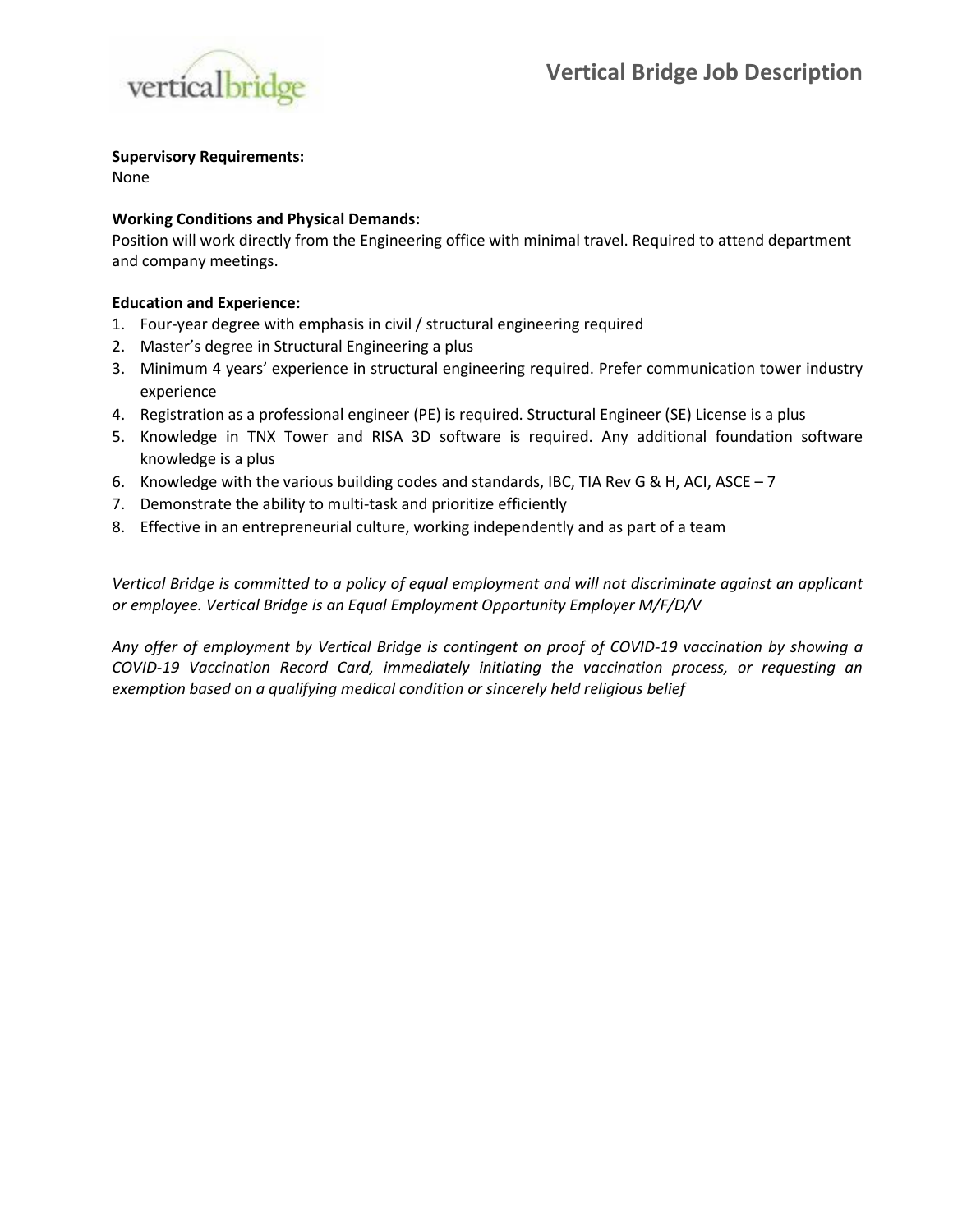**Supervisory Requirements:**
None

**Working Conditions and Physical Demands:**
Position will work directly from the Engineering office with minimal travel. Required to attend department and company meetings.

**Education and Experience:**

1. Four-year degree with emphasis in civil / structural engineering required
2. Master's degree in Structural Engineering a plus
3. Minimum 4 years' experience in structural engineering required. Prefer communication tower industry experience
4. Registration as a professional engineer (PE) is required. Structural Engineer (SE) License is a plus
5. Knowledge in TNX Tower and RISA 3D software is required. Any additional foundation software knowledge is a plus
6. Knowledge with the various building codes and standards, IBC, TIA Rev G & H, ACI, ASCE – 7
7. Demonstrate the ability to multi-task and prioritize efficiently
8. Effective in an entrepreneurial culture, working independently and as part of a team

*Vertical Bridge is committed to a policy of equal employment and will not discriminate against an applicant or employee. Vertical Bridge is an Equal Employment Opportunity Employer M/F/D/V*

*Any offer of employment by Vertical Bridge is contingent on proof of COVID-19 vaccination by showing a COVID-19 Vaccination Record Card, immediately initiating the vaccination process, or requesting an exemption based on a qualifying medical condition or sincerely held religious belief*